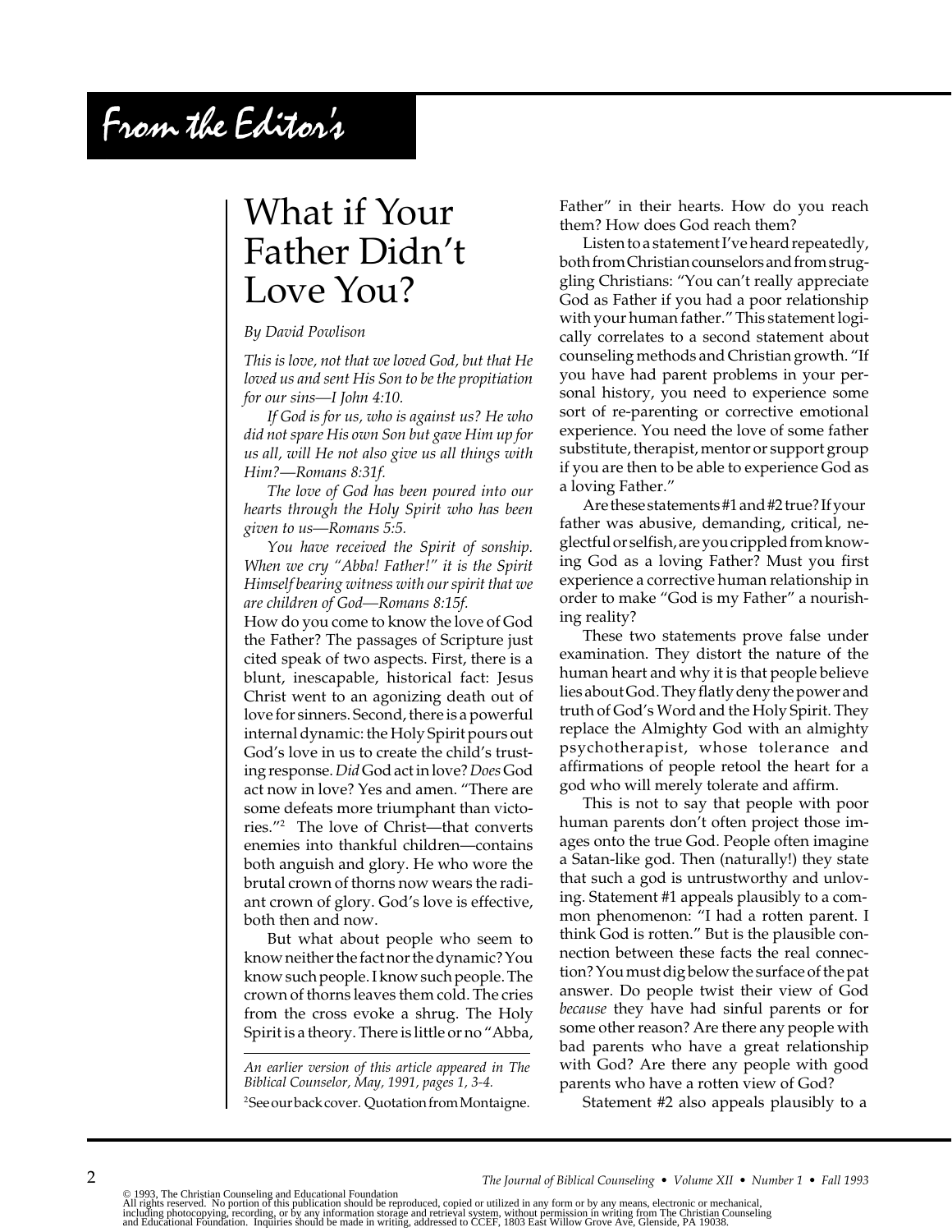# From the Editor's

## What if Your Father Didn't Love You?

*By David Powlison*

*This is love, not that we loved God, but that He loved us and sent His Son to be the propitiation for our sins—I John 4:10.*

*If God is for us, who is against us? He who did not spare His own Son but gave Him up for us all, will He not also give us all things with Him?—Romans 8:31f.*

*The love of God has been poured into our hearts through the Holy Spirit who has been given to us—Romans 5:5.*

*You have received the Spirit of sonship. When we cry "Abba! Father!" it is the Spirit Himself bearing witness with our spirit that we are children of God—Romans 8:15f.*

How do you come to know the love of God the Father? The passages of Scripture just cited speak of two aspects. First, there is a blunt, inescapable, historical fact: Jesus Christ went to an agonizing death out of love for sinners. Second, there is a powerful internal dynamic: the Holy Spirit pours out God's love in us to create the child's trusting response. *Did* God act in love? *Does* God act now in love? Yes and amen. "There are some defeats more triumphant than victories."[2] The love of Christ—that converts enemies into thankful children—contains both anguish and glory. He who wore the brutal crown of thorns now wears the radiant crown of glory. God's love is effective, both then and now.

But what about people who seem to know neither the fact nor the dynamic? You know such people. I know such people. The crown of thorns leaves them cold. The cries from the cross evoke a shrug. The Holy Spirit is a theory. There is little or no "Abba, Father" in their hearts. How do you reach them? How does God reach them?

Listen to a statement I've heard repeatedly, both from Christian counselors and from struggling Christians: "You can't really appreciate God as Father if you had a poor relationship with your human father." This statement logically correlates to a second statement about counseling methods and Christian growth. "If you have had parent problems in your personal history, you need to experience some sort of re-parenting or corrective emotional experience. You need the love of some father substitute, therapist, mentor or support group if you are then to be able to experience God as a loving Father."

Are these statements #1 and #2 true? If your father was abusive, demanding, critical, neglectful or selfish, are you crippled from knowing God as a loving Father? Must you first experience a corrective human relationship in order to make "God is my Father" a nourishing reality?

These two statements prove false under examination. They distort the nature of the human heart and why it is that people believe lies about God. They flatly deny the power and truth of God's Word and the Holy Spirit. They replace the Almighty God with an almighty psychotherapist, whose tolerance and affirmations of people retool the heart for a god who will merely tolerate and affirm.

This is not to say that people with poor human parents don't often project those images onto the true God. People often imagine a Satan-like god. Then (naturally!) they state that such a god is untrustworthy and unloving. Statement #1 appeals plausibly to a common phenomenon: "I had a rotten parent. I think God is rotten." But is the plausible connection between these facts the real connection? You must dig below the surface of the pat answer. Do people twist their view of God *because* they have had sinful parents or for some other reason? Are there any people with bad parents who have a great relationship with God? Are there any people with good parents who have a rotten view of God?

Statement #2 also appeals plausibly to a

---

*An earlier version of this article appeared in The Biblical Counselor, May, 1991, pages 1, 3-4.*

[2] See our back cover. Quotation from Montaigne.

© 1993, The Christian Counseling and Educational Foundation
All rights reserved. No portion of this publication should be reproduced, copied or utilized in any form or by any means, electronic or mechanical, including photocopying, recording, or by any information storage and retrieval system, without permission in writing from The Christian Counseling and Educational Foundation. Inquiries should be made in writing, addressed to CCEF, 1803 East Willow Grove Ave, Glenside, PA 19038.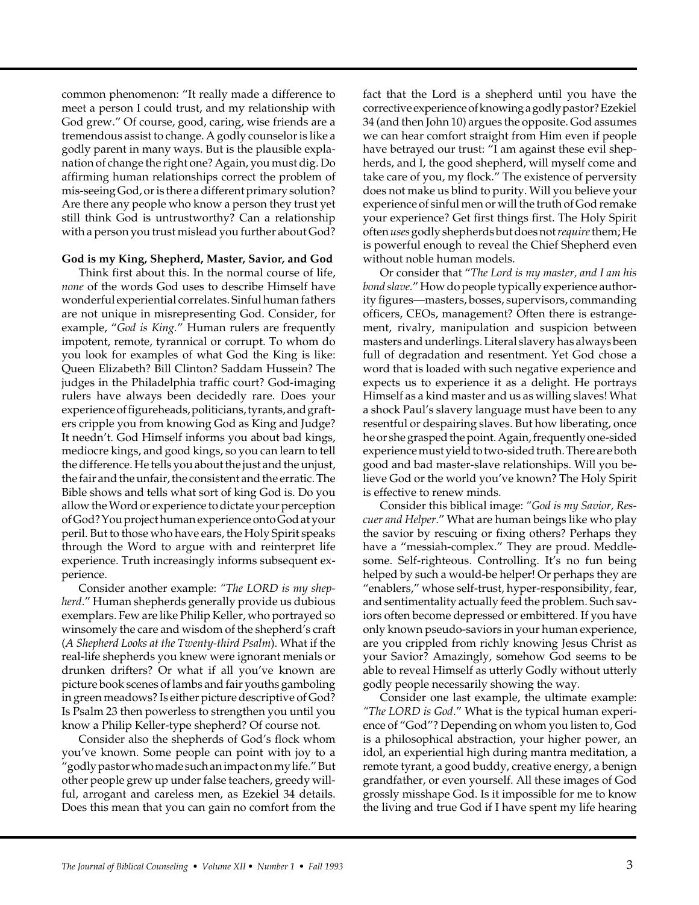common phenomenon: "It really made a difference to meet a person I could trust, and my relationship with God grew." Of course, good, caring, wise friends are a tremendous assist to change. A godly counselor is like a godly parent in many ways. But is the plausible explanation of change the right one? Again, you must dig. Do affirming human relationships correct the problem of mis-seeing God, or is there a different primary solution? Are there any people who know a person they trust yet still think God is untrustworthy? Can a relationship with a person you trust mislead you further about God?

**God is my King, Shepherd, Master, Savior, and God**

Think first about this. In the normal course of life, *none* of the words God uses to describe Himself have wonderful experiential correlates. Sinful human fathers are not unique in misrepresenting God. Consider, for example, "*God is King*." Human rulers are frequently impotent, remote, tyrannical or corrupt. To whom do you look for examples of what God the King is like: Queen Elizabeth? Bill Clinton? Saddam Hussein? The judges in the Philadelphia traffic court? God-imaging rulers have always been decidedly rare. Does your experience of figureheads, politicians, tyrants, and grafters cripple you from knowing God as King and Judge? It needn't. God Himself informs you about bad kings, mediocre kings, and good kings, so you can learn to tell the difference. He tells you about the just and the unjust, the fair and the unfair, the consistent and the erratic. The Bible shows and tells what sort of king God is. Do you allow the Word or experience to dictate your perception of God? You project human experience onto God at your peril. But to those who have ears, the Holy Spirit speaks through the Word to argue with and reinterpret life experience. Truth increasingly informs subsequent experience.

Consider another example: *"The LORD is my shepherd*." Human shepherds generally provide us dubious exemplars. Few are like Philip Keller, who portrayed so winsomely the care and wisdom of the shepherd's craft (*A Shepherd Looks at the Twenty-third Psalm*). What if the real-life shepherds you knew were ignorant menials or drunken drifters? Or what if all you've known are picture book scenes of lambs and fair youths gamboling in green meadows? Is either picture descriptive of God? Is Psalm 23 then powerless to strengthen you until you know a Philip Keller-type shepherd? Of course not.

Consider also the shepherds of God's flock whom you've known. Some people can point with joy to a "godly pastor who made such an impact on my life." But other people grew up under false teachers, greedy willful, arrogant and careless men, as Ezekiel 34 details. Does this mean that you can gain no comfort from the fact that the Lord is a shepherd until you have the corrective experience of knowing a godly pastor? Ezekiel 34 (and then John 10) argues the opposite. God assumes we can hear comfort straight from Him even if people have betrayed our trust: "I am against these evil shepherds, and I, the good shepherd, will myself come and take care of you, my flock." The existence of perversity does not make us blind to purity. Will you believe your experience of sinful men or will the truth of God remake your experience? Get first things first. The Holy Spirit often *uses* godly shepherds but does not *require* them; He is powerful enough to reveal the Chief Shepherd even without noble human models.

Or consider that "*The Lord is my master, and I am his bond slave.*" How do people typically experience authority figures—masters, bosses, supervisors, commanding officers, CEOs, management? Often there is estrangement, rivalry, manipulation and suspicion between masters and underlings. Literal slavery has always been full of degradation and resentment. Yet God chose a word that is loaded with such negative experience and expects us to experience it as a delight. He portrays Himself as a kind master and us as willing slaves! What a shock Paul's slavery language must have been to any resentful or despairing slaves. But how liberating, once he or she grasped the point. Again, frequently one-sided experience must yield to two-sided truth. There are both good and bad master-slave relationships. Will you believe God or the world you've known? The Holy Spirit is effective to renew minds.

Consider this biblical image: *"God is my Savior, Rescuer and Helper*." What are human beings like who play the savior by rescuing or fixing others? Perhaps they have a "messiah-complex." They are proud. Meddlesome. Self-righteous. Controlling. It's no fun being helped by such a would-be helper! Or perhaps they are "enablers," whose self-trust, hyper-responsibility, fear, and sentimentality actually feed the problem. Such saviors often become depressed or embittered. If you have only known pseudo-saviors in your human experience, are you crippled from richly knowing Jesus Christ as your Savior? Amazingly, somehow God seems to be able to reveal Himself as utterly Godly without utterly godly people necessarily showing the way.

Consider one last example, the ultimate example: *"The LORD is God*." What is the typical human experience of "God"? Depending on whom you listen to, God is a philosophical abstraction, your higher power, an idol, an experiential high during mantra meditation, a remote tyrant, a good buddy, creative energy, a benign grandfather, or even yourself. All these images of God grossly misshape God. Is it impossible for me to know the living and true God if I have spent my life hearing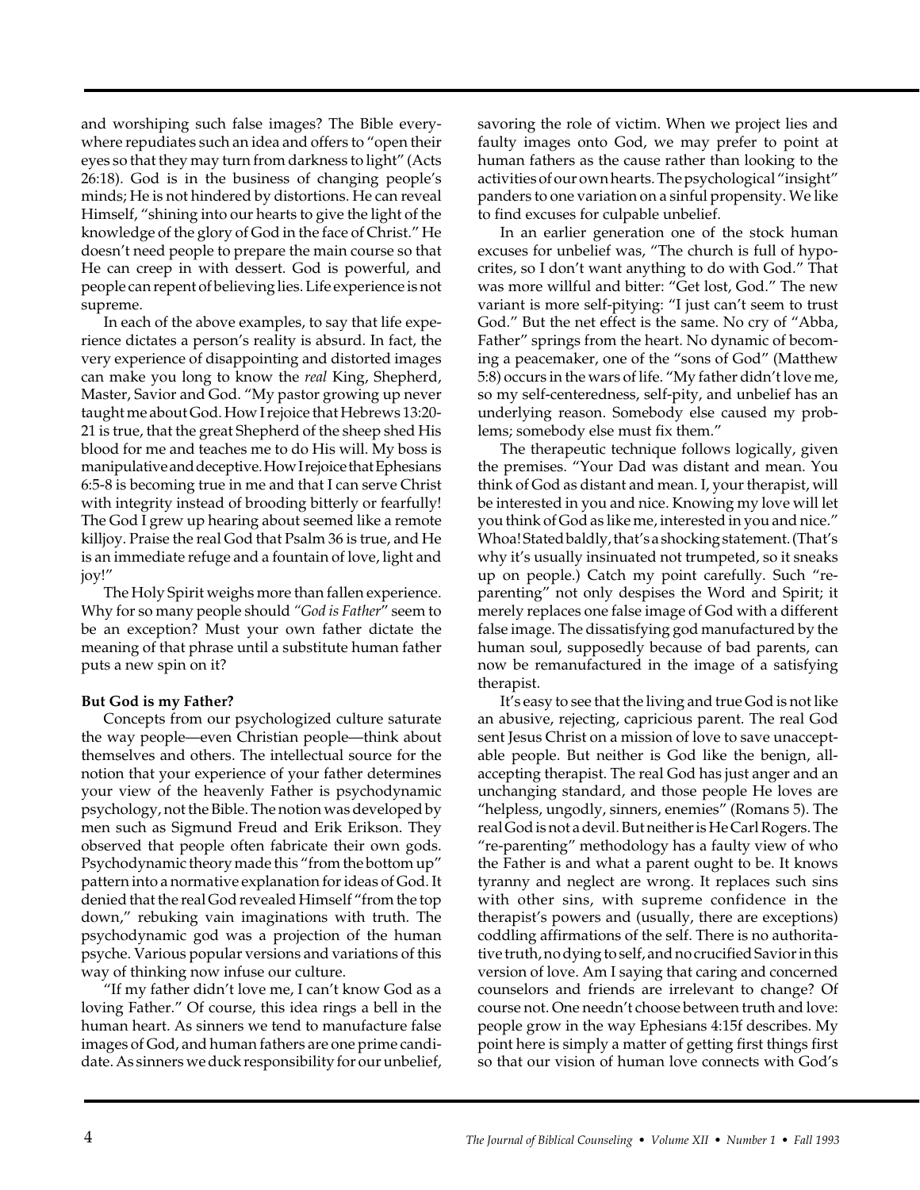and worshiping such false images? The Bible everywhere repudiates such an idea and offers to "open their eyes so that they may turn from darkness to light" (Acts 26:18). God is in the business of changing people's minds; He is not hindered by distortions. He can reveal Himself, "shining into our hearts to give the light of the knowledge of the glory of God in the face of Christ." He doesn't need people to prepare the main course so that He can creep in with dessert. God is powerful, and people can repent of believing lies. Life experience is not supreme.

In each of the above examples, to say that life experience dictates a person's reality is absurd. In fact, the very experience of disappointing and distorted images can make you long to know the *real* King, Shepherd, Master, Savior and God. "My pastor growing up never taught me about God. How I rejoice that Hebrews 13:20-21 is true, that the great Shepherd of the sheep shed His blood for me and teaches me to do His will. My boss is manipulative and deceptive. How I rejoice that Ephesians 6:5-8 is becoming true in me and that I can serve Christ with integrity instead of brooding bitterly or fearfully! The God I grew up hearing about seemed like a remote killjoy. Praise the real God that Psalm 36 is true, and He is an immediate refuge and a fountain of love, light and joy!"

The Holy Spirit weighs more than fallen experience. Why for so many people should *"God is Father"* seem to be an exception? Must your own father dictate the meaning of that phrase until a substitute human father puts a new spin on it?

**But God is my Father?**

Concepts from our psychologized culture saturate the way people—even Christian people—think about themselves and others. The intellectual source for the notion that your experience of your father determines your view of the heavenly Father is psychodynamic psychology, not the Bible. The notion was developed by men such as Sigmund Freud and Erik Erikson. They observed that people often fabricate their own gods. Psychodynamic theory made this "from the bottom up" pattern into a normative explanation for ideas of God. It denied that the real God revealed Himself "from the top down," rebuking vain imaginations with truth. The psychodynamic god was a projection of the human psyche. Various popular versions and variations of this way of thinking now infuse our culture.

"If my father didn't love me, I can't know God as a loving Father." Of course, this idea rings a bell in the human heart. As sinners we tend to manufacture false images of God, and human fathers are one prime candidate. As sinners we duck responsibility for our unbelief, savoring the role of victim. When we project lies and faulty images onto God, we may prefer to point at human fathers as the cause rather than looking to the activities of our own hearts. The psychological "insight" panders to one variation on a sinful propensity. We like to find excuses for culpable unbelief.

In an earlier generation one of the stock human excuses for unbelief was, "The church is full of hypocrites, so I don't want anything to do with God." That was more willful and bitter: "Get lost, God." The new variant is more self-pitying: "I just can't seem to trust God." But the net effect is the same. No cry of "Abba, Father" springs from the heart. No dynamic of becoming a peacemaker, one of the "sons of God" (Matthew 5:8) occurs in the wars of life. "My father didn't love me, so my self-centeredness, self-pity, and unbelief has an underlying reason. Somebody else caused my problems; somebody else must fix them."

The therapeutic technique follows logically, given the premises. "Your Dad was distant and mean. You think of God as distant and mean. I, your therapist, will be interested in you and nice. Knowing my love will let you think of God as like me, interested in you and nice." Whoa! Stated baldly, that's a shocking statement. (That's why it's usually insinuated not trumpeted, so it sneaks up on people.) Catch my point carefully. Such "re-parenting" not only despises the Word and Spirit; it merely replaces one false image of God with a different false image. The dissatisfying god manufactured by the human soul, supposedly because of bad parents, can now be remanufactured in the image of a satisfying therapist.

It's easy to see that the living and true God is not like an abusive, rejecting, capricious parent. The real God sent Jesus Christ on a mission of love to save unacceptable people. But neither is God like the benign, all-accepting therapist. The real God has just anger and an unchanging standard, and those people He loves are "helpless, ungodly, sinners, enemies" (Romans 5). The real God is not a devil. But neither is He Carl Rogers. The "re-parenting" methodology has a faulty view of who the Father is and what a parent ought to be. It knows tyranny and neglect are wrong. It replaces such sins with other sins, with supreme confidence in the therapist's powers and (usually, there are exceptions) coddling affirmations of the self. There is no authoritative truth, no dying to self, and no crucified Savior in this version of love. Am I saying that caring and concerned counselors and friends are irrelevant to change? Of course not. One needn't choose between truth and love: people grow in the way Ephesians 4:15f describes. My point here is simply a matter of getting first things first so that our vision of human love connects with God's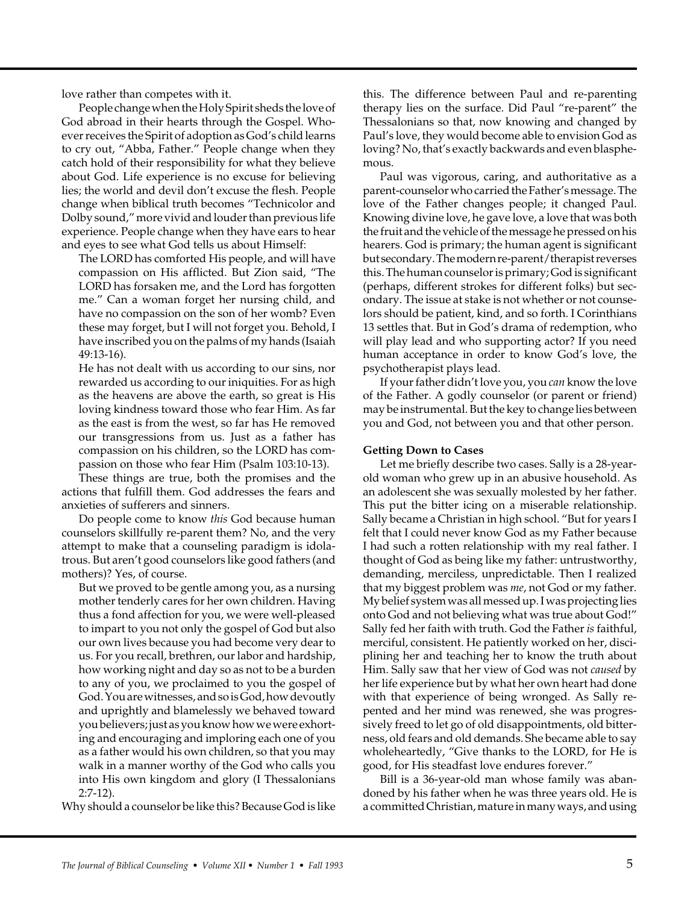love rather than competes with it.

People change when the Holy Spirit sheds the love of God abroad in their hearts through the Gospel. Whoever receives the Spirit of adoption as God's child learns to cry out, "Abba, Father." People change when they catch hold of their responsibility for what they believe about God. Life experience is no excuse for believing lies; the world and devil don't excuse the flesh. People change when biblical truth becomes "Technicolor and Dolby sound," more vivid and louder than previous life experience. People change when they have ears to hear and eyes to see what God tells us about Himself:

> The LORD has comforted His people, and will have compassion on His afflicted. But Zion said, "The LORD has forsaken me, and the Lord has forgotten me." Can a woman forget her nursing child, and have no compassion on the son of her womb? Even these may forget, but I will not forget you. Behold, I have inscribed you on the palms of my hands (Isaiah 49:13-16).

> He has not dealt with us according to our sins, nor rewarded us according to our iniquities. For as high as the heavens are above the earth, so great is His loving kindness toward those who fear Him. As far as the east is from the west, so far has He removed our transgressions from us. Just as a father has compassion on his children, so the LORD has compassion on those who fear Him (Psalm 103:10-13).

These things are true, both the promises and the actions that fulfill them. God addresses the fears and anxieties of sufferers and sinners.

Do people come to know *this* God because human counselors skillfully re-parent them? No, and the very attempt to make that a counseling paradigm is idolatrous. But aren't good counselors like good fathers (and mothers)? Yes, of course.

> But we proved to be gentle among you, as a nursing mother tenderly cares for her own children. Having thus a fond affection for you, we were well-pleased to impart to you not only the gospel of God but also our own lives because you had become very dear to us. For you recall, brethren, our labor and hardship, how working night and day so as not to be a burden to any of you, we proclaimed to you the gospel of God. You are witnesses, and so is God, how devoutly and uprightly and blamelessly we behaved toward you believers; just as you know how we were exhorting and encouraging and imploring each one of you as a father would his own children, so that you may walk in a manner worthy of the God who calls you into His own kingdom and glory (I Thessalonians 2:7-12).

Why should a counselor be like this? Because God is like this. The difference between Paul and re-parenting therapy lies on the surface. Did Paul "re-parent" the Thessalonians so that, now knowing and changed by Paul's love, they would become able to envision God as loving? No, that's exactly backwards and even blasphemous.

Paul was vigorous, caring, and authoritative as a parent-counselor who carried the Father's message. The love of the Father changes people; it changed Paul. Knowing divine love, he gave love, a love that was both the fruit and the vehicle of the message he pressed on his hearers. God is primary; the human agent is significant but secondary. The modern re-parent/therapist reverses this. The human counselor is primary; God is significant (perhaps, different strokes for different folks) but secondary. The issue at stake is not whether or not counselors should be patient, kind, and so forth. I Corinthians 13 settles that. But in God's drama of redemption, who will play lead and who supporting actor? If you need human acceptance in order to know God's love, the psychotherapist plays lead.

If your father didn't love you, you *can* know the love of the Father. A godly counselor (or parent or friend) may be instrumental. But the key to change lies between you and God, not between you and that other person.

**Getting Down to Cases**

Let me briefly describe two cases. Sally is a 28-year-old woman who grew up in an abusive household. As an adolescent she was sexually molested by her father. This put the bitter icing on a miserable relationship. Sally became a Christian in high school. "But for years I felt that I could never know God as my Father because I had such a rotten relationship with my real father. I thought of God as being like my father: untrustworthy, demanding, merciless, unpredictable. Then I realized that my biggest problem was *me*, not God or my father. My belief system was all messed up. I was projecting lies onto God and not believing what was true about God!" Sally fed her faith with truth. God the Father *is* faithful, merciful, consistent. He patiently worked on her, disciplining her and teaching her to know the truth about Him. Sally saw that her view of God was not *caused* by her life experience but by what her own heart had done with that experience of being wronged. As Sally repented and her mind was renewed, she was progressively freed to let go of old disappointments, old bitterness, old fears and old demands. She became able to say wholeheartedly, "Give thanks to the LORD, for He is good, for His steadfast love endures forever."

Bill is a 36-year-old man whose family was abandoned by his father when he was three years old. He is a committed Christian, mature in many ways, and using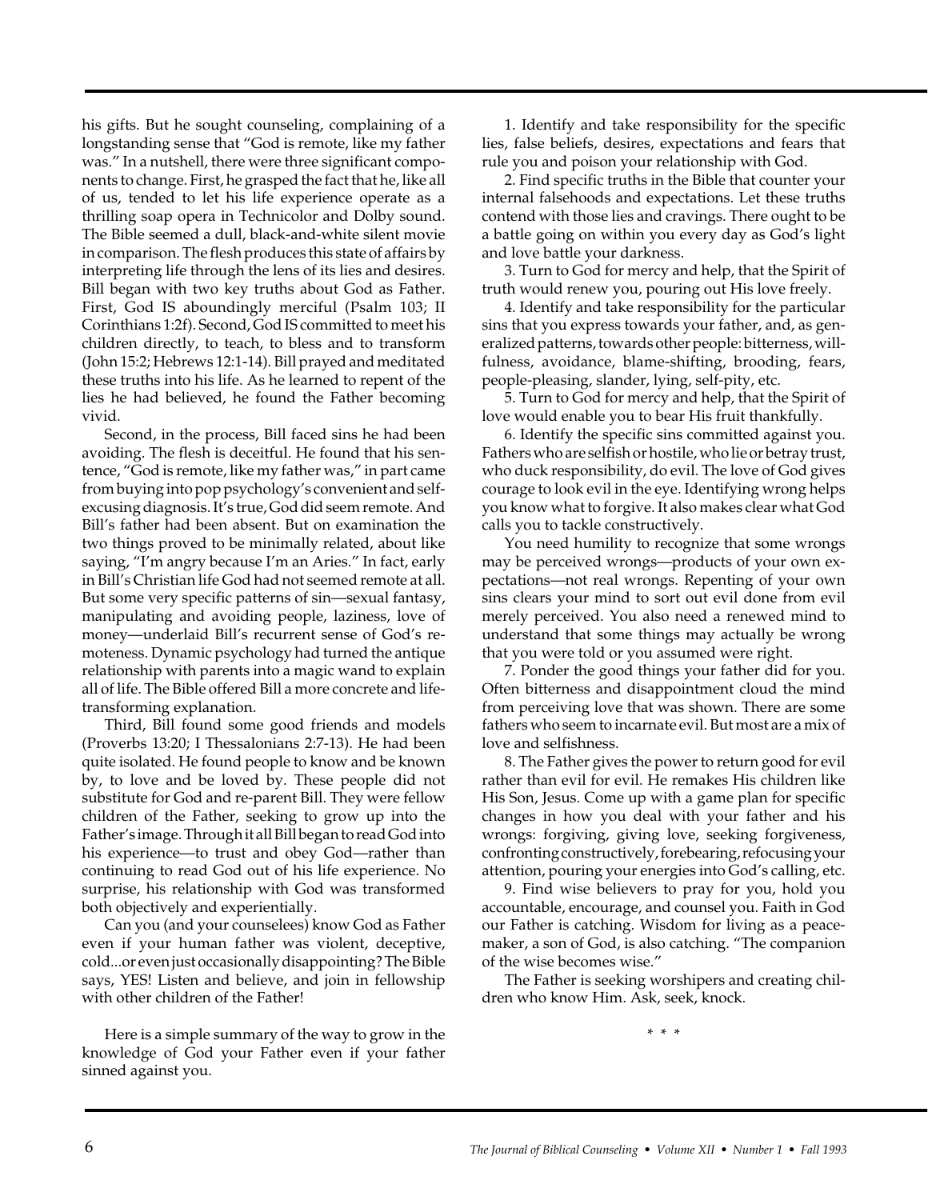his gifts. But he sought counseling, complaining of a longstanding sense that "God is remote, like my father was." In a nutshell, there were three significant components to change. First, he grasped the fact that he, like all of us, tended to let his life experience operate as a thrilling soap opera in Technicolor and Dolby sound. The Bible seemed a dull, black-and-white silent movie in comparison. The flesh produces this state of affairs by interpreting life through the lens of its lies and desires. Bill began with two key truths about God as Father. First, God IS aboundingly merciful (Psalm 103; II Corinthians 1:2f). Second, God IS committed to meet his children directly, to teach, to bless and to transform (John 15:2; Hebrews 12:1-14). Bill prayed and meditated these truths into his life. As he learned to repent of the lies he had believed, he found the Father becoming vivid.

Second, in the process, Bill faced sins he had been avoiding. The flesh is deceitful. He found that his sentence, "God is remote, like my father was," in part came from buying into pop psychology's convenient and self-excusing diagnosis. It's true, God did seem remote. And Bill's father had been absent. But on examination the two things proved to be minimally related, about like saying, "I'm angry because I'm an Aries." In fact, early in Bill's Christian life God had not seemed remote at all. But some very specific patterns of sin—sexual fantasy, manipulating and avoiding people, laziness, love of money—underlaid Bill's recurrent sense of God's remoteness. Dynamic psychology had turned the antique relationship with parents into a magic wand to explain all of life. The Bible offered Bill a more concrete and life-transforming explanation.

Third, Bill found some good friends and models (Proverbs 13:20; I Thessalonians 2:7-13). He had been quite isolated. He found people to know and be known by, to love and be loved by. These people did not substitute for God and re-parent Bill. They were fellow children of the Father, seeking to grow up into the Father's image. Through it all Bill began to read God into his experience—to trust and obey God—rather than continuing to read God out of his life experience. No surprise, his relationship with God was transformed both objectively and experientially.

Can you (and your counselees) know God as Father even if your human father was violent, deceptive, cold...or even just occasionally disappointing? The Bible says, YES! Listen and believe, and join in fellowship with other children of the Father!

Here is a simple summary of the way to grow in the knowledge of God your Father even if your father sinned against you.

1. Identify and take responsibility for the specific lies, false beliefs, desires, expectations and fears that rule you and poison your relationship with God.

2. Find specific truths in the Bible that counter your internal falsehoods and expectations. Let these truths contend with those lies and cravings. There ought to be a battle going on within you every day as God's light and love battle your darkness.

3. Turn to God for mercy and help, that the Spirit of truth would renew you, pouring out His love freely.

4. Identify and take responsibility for the particular sins that you express towards your father, and, as generalized patterns, towards other people: bitterness, willfulness, avoidance, blame-shifting, brooding, fears, people-pleasing, slander, lying, self-pity, etc.

5. Turn to God for mercy and help, that the Spirit of love would enable you to bear His fruit thankfully.

6. Identify the specific sins committed against you. Fathers who are selfish or hostile, who lie or betray trust, who duck responsibility, do evil. The love of God gives courage to look evil in the eye. Identifying wrong helps you know what to forgive. It also makes clear what God calls you to tackle constructively.

You need humility to recognize that some wrongs may be perceived wrongs—products of your own expectations—not real wrongs. Repenting of your own sins clears your mind to sort out evil done from evil merely perceived. You also need a renewed mind to understand that some things may actually be wrong that you were told or you assumed were right.

7. Ponder the good things your father did for you. Often bitterness and disappointment cloud the mind from perceiving love that was shown. There are some fathers who seem to incarnate evil. But most are a mix of love and selfishness.

8. The Father gives the power to return good for evil rather than evil for evil. He remakes His children like His Son, Jesus. Come up with a game plan for specific changes in how you deal with your father and his wrongs: forgiving, giving love, seeking forgiveness, confronting constructively, forebearing, refocusing your attention, pouring your energies into God's calling, etc.

9. Find wise believers to pray for you, hold you accountable, encourage, and counsel you. Faith in God our Father is catching. Wisdom for living as a peacemaker, a son of God, is also catching. "The companion of the wise becomes wise."

The Father is seeking worshipers and creating children who know Him. Ask, seek, knock.

\* \* \*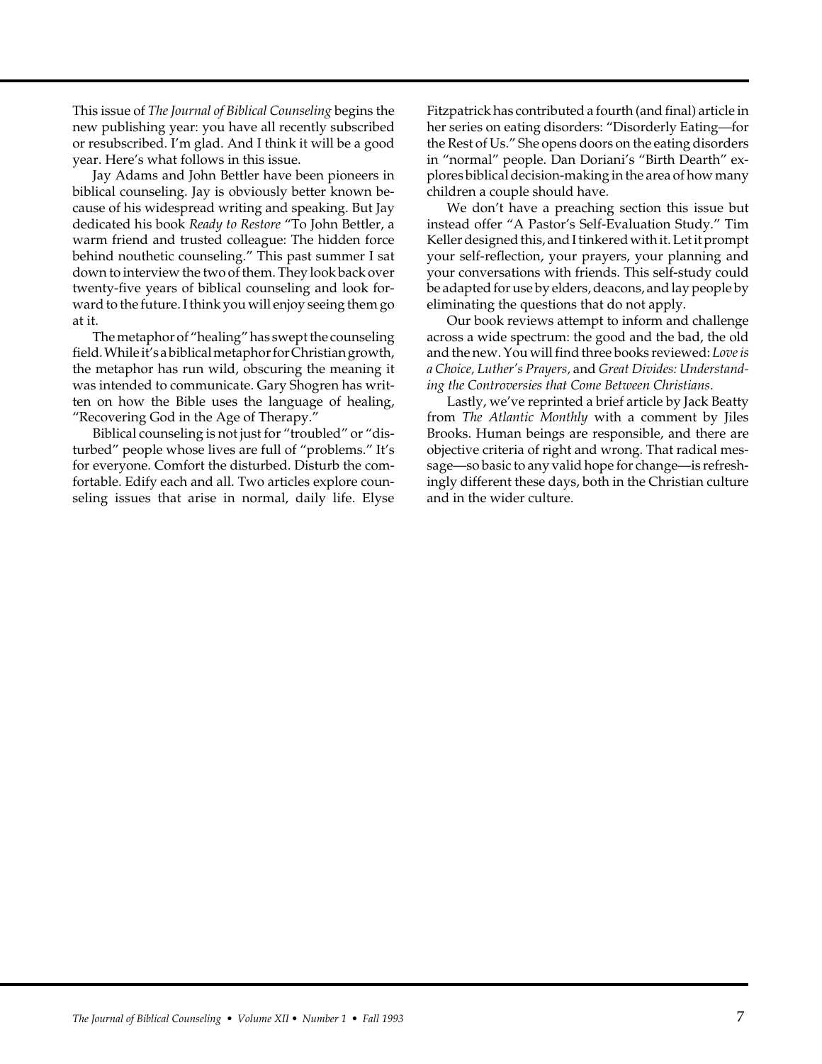This issue of *The Journal of Biblical Counseling* begins the new publishing year: you have all recently subscribed or resubscribed. I'm glad. And I think it will be a good year. Here's what follows in this issue.

Jay Adams and John Bettler have been pioneers in biblical counseling. Jay is obviously better known because of his widespread writing and speaking. But Jay dedicated his book *Ready to Restore* "To John Bettler, a warm friend and trusted colleague: The hidden force behind nouthetic counseling." This past summer I sat down to interview the two of them. They look back over twenty-five years of biblical counseling and look forward to the future. I think you will enjoy seeing them go at it.

The metaphor of "healing" has swept the counseling field. While it's a biblical metaphor for Christian growth, the metaphor has run wild, obscuring the meaning it was intended to communicate. Gary Shogren has written on how the Bible uses the language of healing, "Recovering God in the Age of Therapy."

Biblical counseling is not just for "troubled" or "disturbed" people whose lives are full of "problems." It's for everyone. Comfort the disturbed. Disturb the comfortable. Edify each and all. Two articles explore counseling issues that arise in normal, daily life. Elyse Fitzpatrick has contributed a fourth (and final) article in her series on eating disorders: "Disorderly Eating—for the Rest of Us." She opens doors on the eating disorders in "normal" people. Dan Doriani's "Birth Dearth" explores biblical decision-making in the area of how many children a couple should have.

We don't have a preaching section this issue but instead offer "A Pastor's Self-Evaluation Study." Tim Keller designed this, and I tinkered with it. Let it prompt your self-reflection, your prayers, your planning and your conversations with friends. This self-study could be adapted for use by elders, deacons, and lay people by eliminating the questions that do not apply.

Our book reviews attempt to inform and challenge across a wide spectrum: the good and the bad, the old and the new. You will find three books reviewed: *Love is a Choice, Luther's Prayers,* and *Great Divides: Understanding the Controversies that Come Between Christians*.

Lastly, we've reprinted a brief article by Jack Beatty from *The Atlantic Monthly* with a comment by Jiles Brooks. Human beings are responsible, and there are objective criteria of right and wrong. That radical message—so basic to any valid hope for change—is refreshingly different these days, both in the Christian culture and in the wider culture.